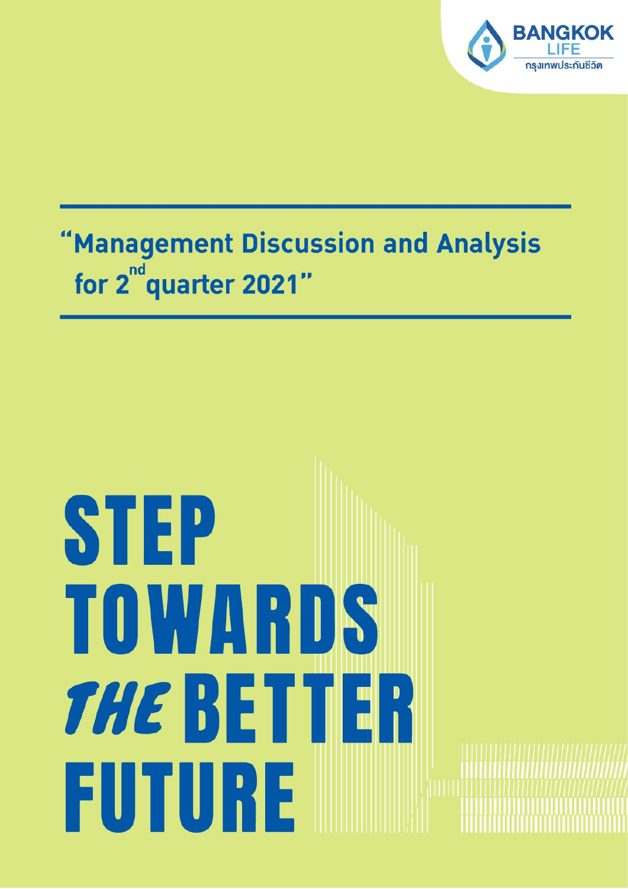BANGKOK LIFE

กรุงเทพประกันชีวิต

# "Management Discussion and Analysis for 2nd quarter 2021"

# STEP TOWARDS *THE* BETTER FUTURE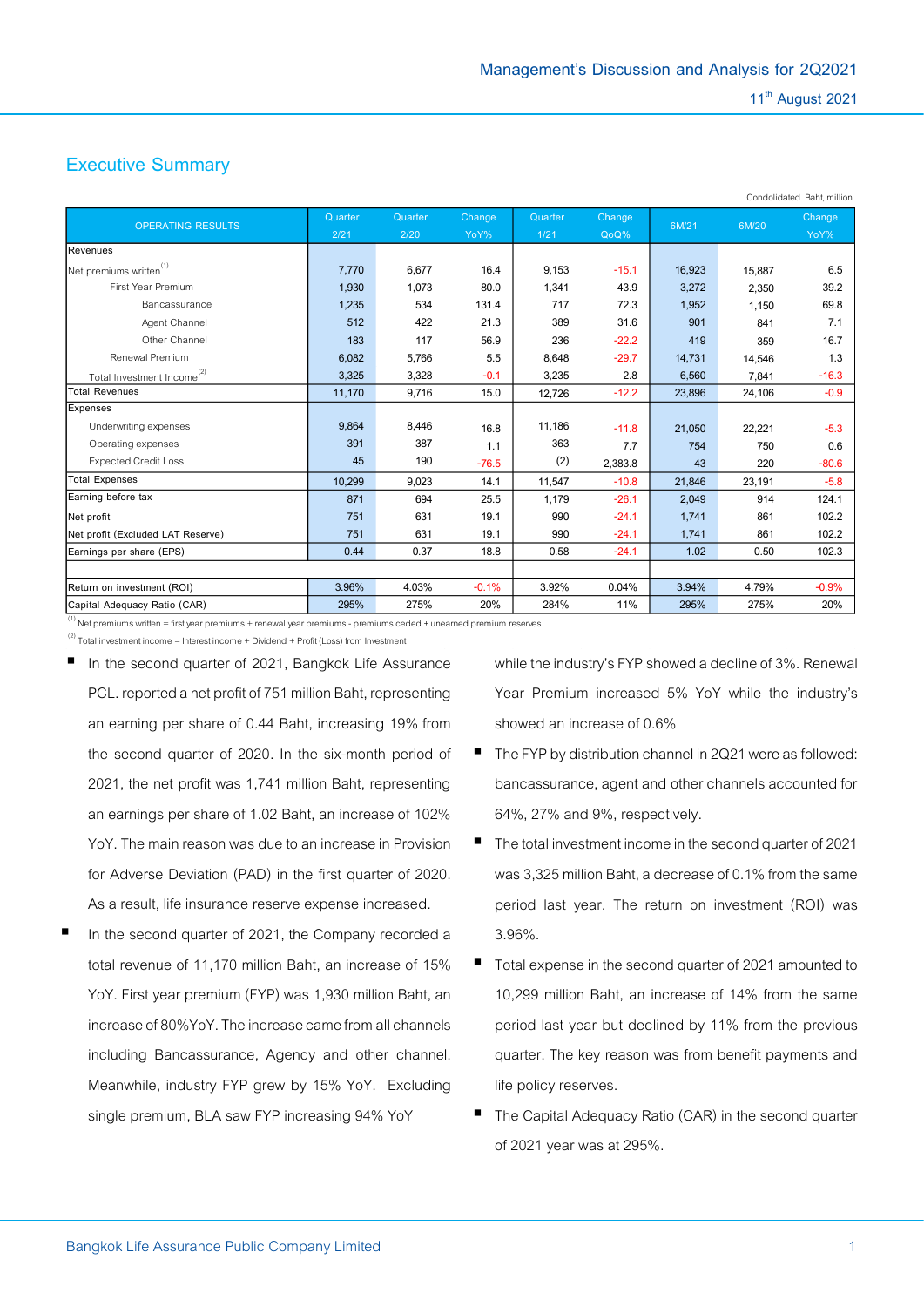## Executive Summary

Condolidated Baht, million

| OPERATING RESULTS | Quarter 2/21 | Quarter 2/20 | Change YoY% | Quarter 1/21 | Change QoQ% | 6M/21 | 6M/20 | Change YoY% |
|---|---|---|---|---|---|---|---|---|
| Revenues | | | | | | | | |
| Net premiums written[1] | 7,770 | 6,677 | 16.4 | 9,153 | -15.1 | 16,923 | 15,887 | 6.5 |
| First Year Premium | 1,930 | 1,073 | 80.0 | 1,341 | 43.9 | 3,272 | 2,350 | 39.2 |
| Bancassurance | 1,235 | 534 | 131.4 | 717 | 72.3 | 1,952 | 1,150 | 69.8 |
| Agent Channel | 512 | 422 | 21.3 | 389 | 31.6 | 901 | 841 | 7.1 |
| Other Channel | 183 | 117 | 56.9 | 236 | -22.2 | 419 | 359 | 16.7 |
| Renewal Premium | 6,082 | 5,766 | 5.5 | 8,648 | -29.7 | 14,731 | 14,546 | 1.3 |
| Total Investment Income[2] | 3,325 | 3,328 | -0.1 | 3,235 | 2.8 | 6,560 | 7,841 | -16.3 |
| Total Revenues | 11,170 | 9,716 | 15.0 | 12,726 | -12.2 | 23,896 | 24,106 | -0.9 |
| Expenses | | | | | | | | |
| Underwriting expenses | 9,864 | 8,446 | 16.8 | 11,186 | -11.8 | 21,050 | 22,221 | -5.3 |
| Operating expenses | 391 | 387 | 1.1 | 363 | 7.7 | 754 | 750 | 0.6 |
| Expected Credit Loss | 45 | 190 | -76.5 | (2) | 2,383.8 | 43 | 220 | -80.6 |
| Total Expenses | 10,299 | 9,023 | 14.1 | 11,547 | -10.8 | 21,846 | 23,191 | -5.8 |
| Earning before tax | 871 | 694 | 25.5 | 1,179 | -26.1 | 2,049 | 914 | 124.1 |
| Net profit | 751 | 631 | 19.1 | 990 | -24.1 | 1,741 | 861 | 102.2 |
| Net profit (Excluded LAT Reserve) | 751 | 631 | 19.1 | 990 | -24.1 | 1,741 | 861 | 102.2 |
| Earnings per share (EPS) | 0.44 | 0.37 | 18.8 | 0.58 | -24.1 | 1.02 | 0.50 | 102.3 |
| | | | | | | | | |
| Return on investment (ROI) | 3.96% | 4.03% | -0.1% | 3.92% | 0.04% | 3.94% | 4.79% | -0.9% |
| Capital Adequacy Ratio (CAR) | 295% | 275% | 20% | 284% | 11% | 295% | 275% | 20% |

[1] Net premiums written = first year premiums + renewal year premiums - premiums ceded ± unearned premium reserves

[2] Total investment income = Interest income + Dividend + Profit (Loss) from Investment

- In the second quarter of 2021, Bangkok Life Assurance PCL. reported a net profit of 751 million Baht, representing an earning per share of 0.44 Baht, increasing 19% from the second quarter of 2020. In the six-month period of 2021, the net profit was 1,741 million Baht, representing an earnings per share of 1.02 Baht, an increase of 102% YoY. The main reason was due to an increase in Provision for Adverse Deviation (PAD) in the first quarter of 2020. As a result, life insurance reserve expense increased.
- In the second quarter of 2021, the Company recorded a total revenue of 11,170 million Baht, an increase of 15% YoY. First year premium (FYP) was 1,930 million Baht, an increase of 80%YoY. The increase came from all channels including Bancassurance, Agency and other channel. Meanwhile, industry FYP grew by 15% YoY. Excluding single premium, BLA saw FYP increasing 94% YoY while the industry's FYP showed a decline of 3%. Renewal Year Premium increased 5% YoY while the industry's showed an increase of 0.6%
- The FYP by distribution channel in 2Q21 were as followed: bancassurance, agent and other channels accounted for 64%, 27% and 9%, respectively.
- The total investment income in the second quarter of 2021 was 3,325 million Baht, a decrease of 0.1% from the same period last year. The return on investment (ROI) was 3.96%.
- Total expense in the second quarter of 2021 amounted to 10,299 million Baht, an increase of 14% from the same period last year but declined by 11% from the previous quarter. The key reason was from benefit payments and life policy reserves.
- The Capital Adequacy Ratio (CAR) in the second quarter of 2021 year was at 295%.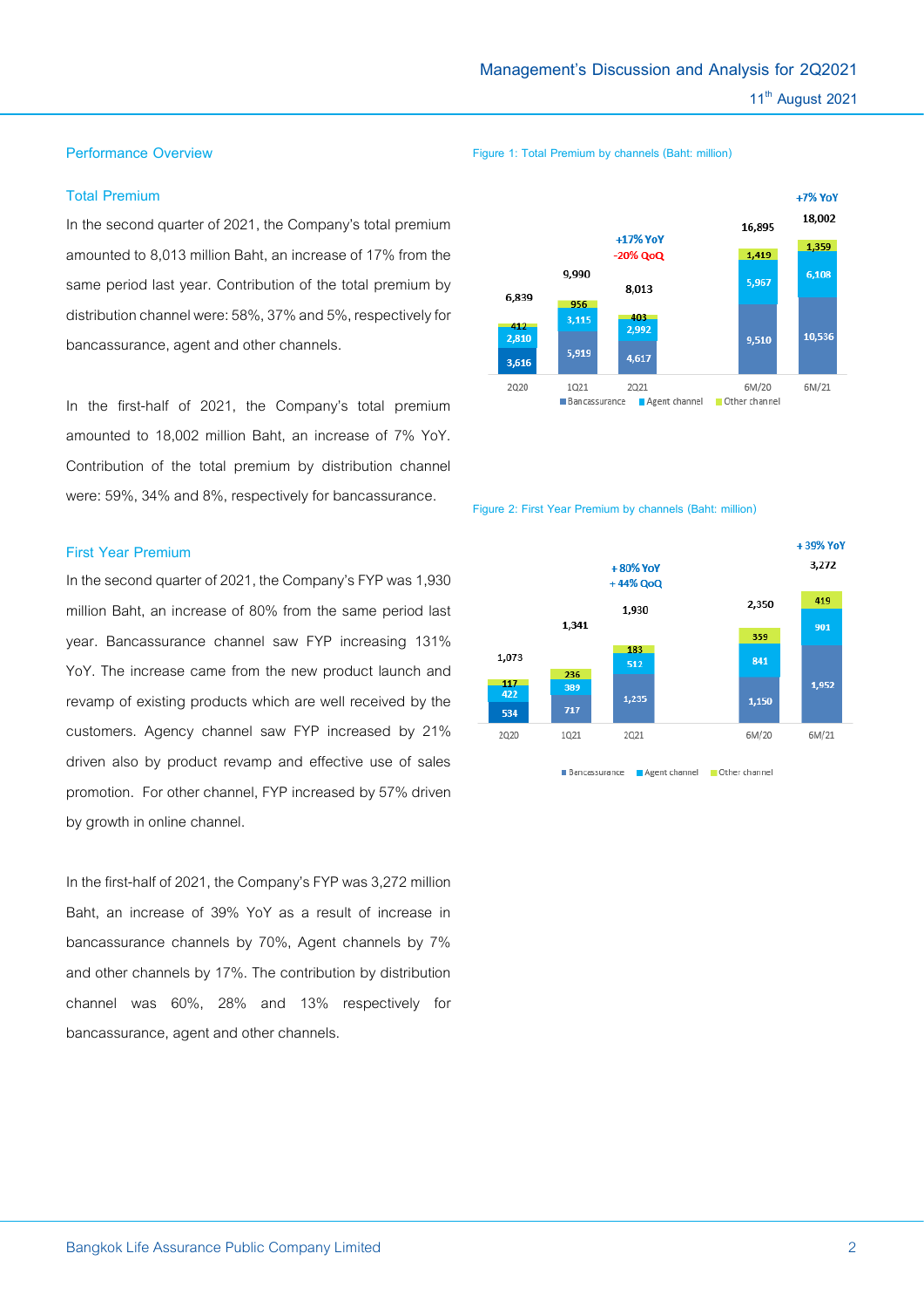## Performance Overview

### Total Premium

In the second quarter of 2021, the Company's total premium amounted to 8,013 million Baht, an increase of 17% from the same period last year. Contribution of the total premium by distribution channel were: 58%, 37% and 5%, respectively for bancassurance, agent and other channels.

In the first-half of 2021, the Company's total premium amounted to 18,002 million Baht, an increase of 7% YoY. Contribution of the total premium by distribution channel were: 59%, 34% and 8%, respectively for bancassurance.

Figure 1: Total Premium by channels (Baht: million)

| | 2Q20 | 1Q21 | 2Q21 | 6M/20 | 6M/21 |
|---|---|---|---|---|---|
| Bancassurance | 3,616 | 5,919 | 4,617 | 9,510 | 10,536 |
| Agent channel | 2,810 | 3,115 | 2,992 | 5,967 | 6,108 |
| Other channel | 412 | 956 | 403 | 1,419 | 1,359 |
| Total | 6,839 | 9,990 | 8,013 | 16,895 | 18,002 |

2Q21: +17% YoY, -20% QoQ; 6M/21: +7% YoY

### First Year Premium

In the second quarter of 2021, the Company's FYP was 1,930 million Baht, an increase of 80% from the same period last year. Bancassurance channel saw FYP increasing 131% YoY. The increase came from the new product launch and revamp of existing products which are well received by the customers. Agency channel saw FYP increased by 21% driven also by product revamp and effective use of sales promotion. For other channel, FYP increased by 57% driven by growth in online channel.

In the first-half of 2021, the Company's FYP was 3,272 million Baht, an increase of 39% YoY as a result of increase in bancassurance channels by 70%, Agent channels by 7% and other channels by 17%. The contribution by distribution channel was 60%, 28% and 13% respectively for bancassurance, agent and other channels.

Figure 2: First Year Premium by channels (Baht: million)

| | 2Q20 | 1Q21 | 2Q21 | 6M/20 | 6M/21 |
|---|---|---|---|---|---|
| Bancassurance | 534 | 717 | 1,235 | 1,150 | 1,952 |
| Agent channel | 422 | 389 | 512 | 841 | 901 |
| Other channel | 117 | 236 | 183 | 359 | 419 |
| Total | 1,073 | 1,341 | 1,930 | 2,350 | 3,272 |

2Q21: +80% YoY, +44% QoQ; 6M/21: +39% YoY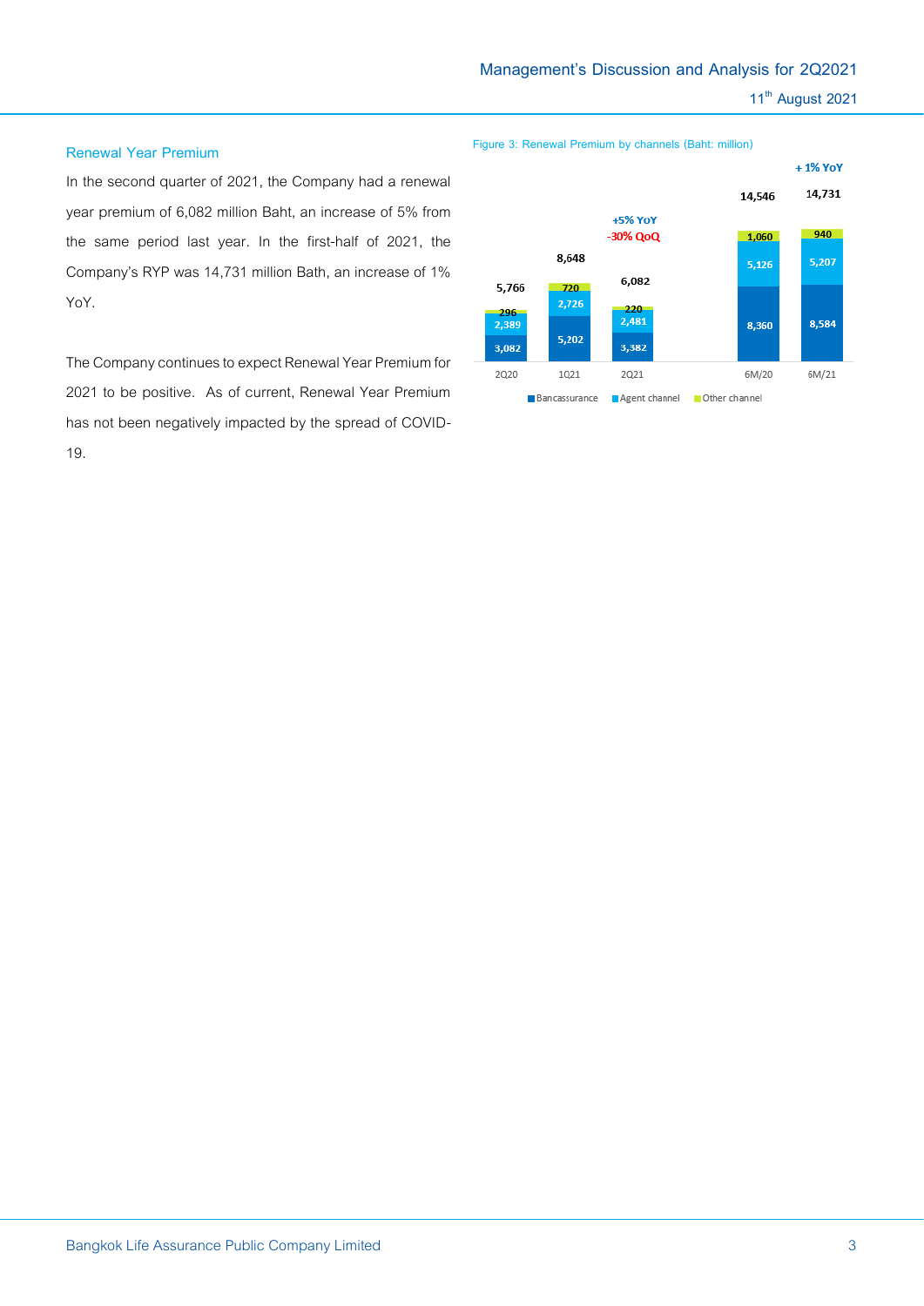## Renewal Year Premium

In the second quarter of 2021, the Company had a renewal year premium of 6,082 million Baht, an increase of 5% from the same period last year. In the first-half of 2021, the Company's RYP was 14,731 million Bath, an increase of 1% YoY.

The Company continues to expect Renewal Year Premium for 2021 to be positive. As of current, Renewal Year Premium has not been negatively impacted by the spread of COVID-19.

Figure 3: Renewal Premium by channels (Baht: million)

| | 2Q20 | 1Q21 | 2Q21 | 6M/20 | 6M/21 |
|---|---|---|---|---|---|
| Bancassurance | 3,082 | 5,202 | 3,382 | 8,360 | 8,584 |
| Agent channel | 2,389 | 2,726 | 2,481 | 5,126 | 5,207 |
| Other channel | 296 | 720 | 220 | 1,060 | 940 |
| Total | 5,766 | 8,648 | 6,082 | 14,546 | 14,731 |

2Q21: +5% YoY, -30% QoQ; 6M/21: + 1% YoY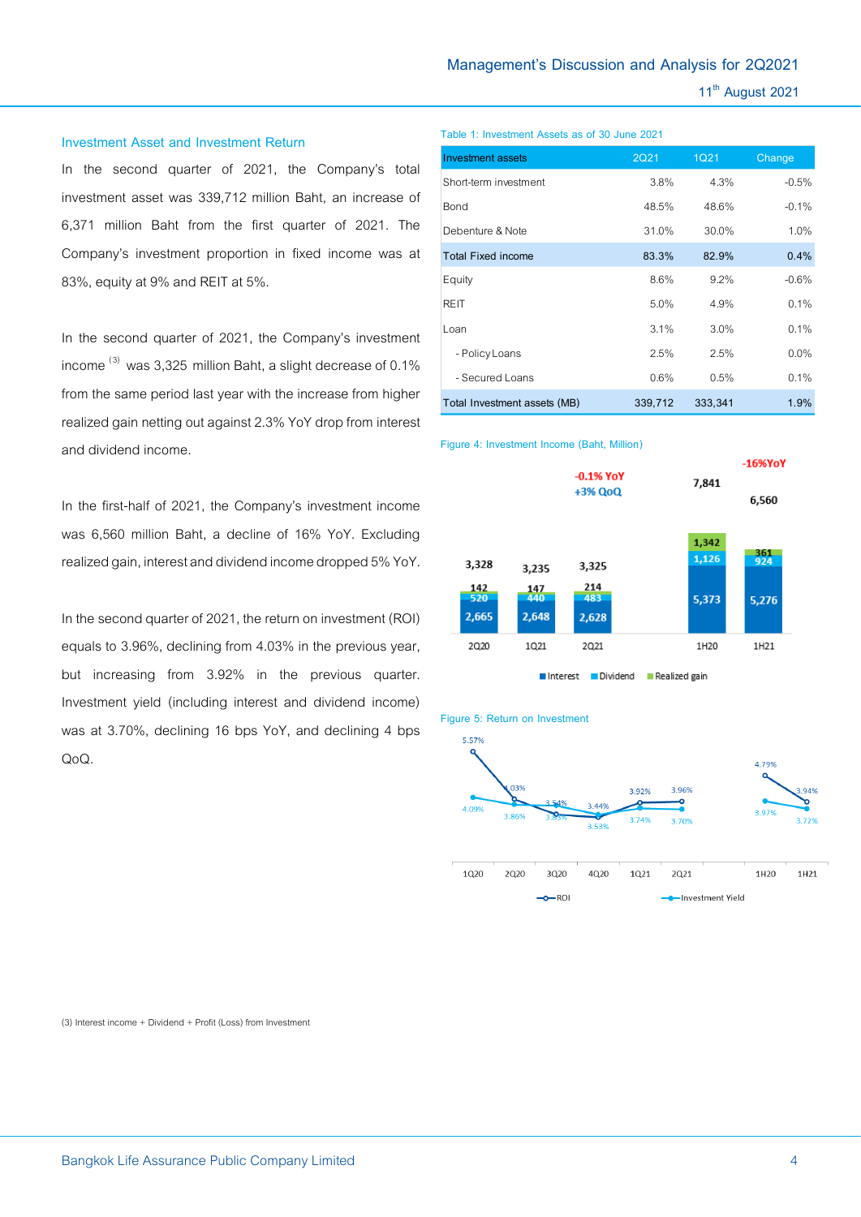## Investment Asset and Investment Return

In the second quarter of 2021, the Company's total investment asset was 339,712 million Baht, an increase of 6,371 million Baht from the first quarter of 2021. The Company's investment proportion in fixed income was at 83%, equity at 9% and REIT at 5%.

In the second quarter of 2021, the Company's investment income [(3)] was 3,325 million Baht, a slight decrease of 0.1% from the same period last year with the increase from higher realized gain netting out against 2.3% YoY drop from interest and dividend income.

In the first-half of 2021, the Company's investment income was 6,560 million Baht, a decline of 16% YoY. Excluding realized gain, interest and dividend income dropped 5% YoY.

In the second quarter of 2021, the return on investment (ROI) equals to 3.96%, declining from 4.03% in the previous year, but increasing from 3.92% in the previous quarter. Investment yield (including interest and dividend income) was at 3.70%, declining 16 bps YoY, and declining 4 bps QoQ.

Table 1: Investment Assets as of 30 June 2021

| Investment assets | 2Q21 | 1Q21 | Change |
|---|---|---|---|
| Short-term investment | 3.8% | 4.3% | -0.5% |
| Bond | 48.5% | 48.6% | -0.1% |
| Debenture & Note | 31.0% | 30.0% | 1.0% |
| Total Fixed income | 83.3% | 82.9% | 0.4% |
| Equity | 8.6% | 9.2% | -0.6% |
| REIT | 5.0% | 4.9% | 0.1% |
| Loan | 3.1% | 3.0% | 0.1% |
| - Policy Loans | 2.5% | 2.5% | 0.0% |
| - Secured Loans | 0.6% | 0.5% | 0.1% |
| Total Investment assets (MB) | 339,712 | 333,341 | 1.9% |

Figure 4: Investment Income (Baht, Million)

| | 2Q20 | 1Q21 | 2Q21 | 1H20 | 1H21 |
|---|---|---|---|---|---|
| Interest | 2,665 | 2,648 | 2,628 | 5,373 | 5,276 |
| Dividend | 520 | 440 | 483 | 1,126 | 924 |
| Realized gain | 142 | 147 | 214 | 1,342 | 361 |
| Total | 3,328 | 3,235 | 3,325 | 7,841 | 6,560 |

2Q21: -0.1% YoY, +3% QoQ; 1H21: -16%YoY

Figure 5: Return on Investment

| | 1Q20 | 2Q20 | 3Q20 | 4Q20 | 1Q21 | 2Q21 | 1H20 | 1H21 |
|---|---|---|---|---|---|---|---|---|
| ROI | 5.57% | 4.03% | 3.54% | 3.44% | 3.92% | 3.96% | 4.79% | 3.94% |
| Investment Yield | 4.09% | 3.86% | 3.85% | 3.53% | 3.74% | 3.70% | 3.97% | 3.72% |

(3) Interest income + Dividend + Profit (Loss) from Investment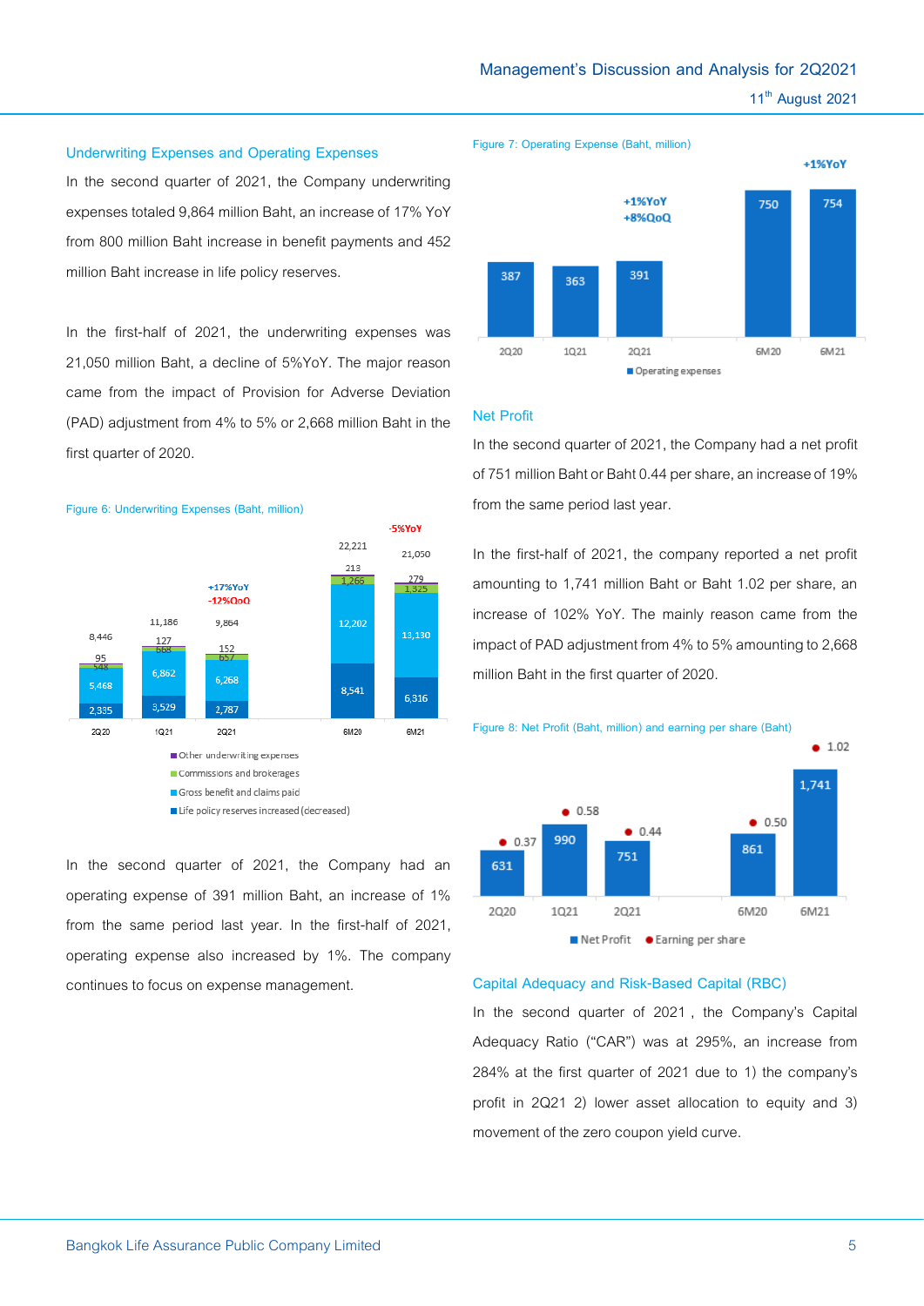### Underwriting Expenses and Operating Expenses

In the second quarter of 2021, the Company underwriting expenses totaled 9,864 million Baht, an increase of 17% YoY from 800 million Baht increase in benefit payments and 452 million Baht increase in life policy reserves.

In the first-half of 2021, the underwriting expenses was 21,050 million Baht, a decline of 5%YoY. The major reason came from the impact of Provision for Adverse Deviation (PAD) adjustment from 4% to 5% or 2,668 million Baht in the first quarter of 2020.

Figure 6: Underwriting Expenses (Baht, million)

| | 2Q20 | 1Q21 | 2Q21 | 6M20 | 6M21 |
|---|---|---|---|---|---|
| Other underwriting expenses | 95 | 127 | 152 | 213 | 279 |
| Commissions and brokerages | 548 | 668 | 657 | 1,266 | 1,325 |
| Gross benefit and claims paid | 5,468 | 6,862 | 6,268 | 12,202 | 13,130 |
| Life policy reserves increased (decreased) | 2,335 | 3,529 | 2,787 | 8,541 | 6,316 |
| Total | 8,446 | 11,186 | 9,864 | 22,221 | 21,050 |

2Q21: +17%YoY, -12%QoQ; 6M21: -5%YoY

In the second quarter of 2021, the Company had an operating expense of 391 million Baht, an increase of 1% from the same period last year. In the first-half of 2021, operating expense also increased by 1%. The company continues to focus on expense management.

Figure 7: Operating Expense (Baht, million)

| | 2Q20 | 1Q21 | 2Q21 | 6M20 | 6M21 |
|---|---|---|---|---|---|
| Operating expenses | 387 | 363 | 391 | 750 | 754 |

2Q21: +1%YoY, +8%QoQ; 6M21: +1%YoY

### Net Profit

In the second quarter of 2021, the Company had a net profit of 751 million Baht or Baht 0.44 per share, an increase of 19% from the same period last year.

In the first-half of 2021, the company reported a net profit amounting to 1,741 million Baht or Baht 1.02 per share, an increase of 102% YoY. The mainly reason came from the impact of PAD adjustment from 4% to 5% amounting to 2,668 million Baht in the first quarter of 2020.

Figure 8: Net Profit (Baht, million) and earning per share (Baht)

| | 2Q20 | 1Q21 | 2Q21 | 6M20 | 6M21 |
|---|---|---|---|---|---|
| Net Profit | 631 | 990 | 751 | 861 | 1,741 |
| Earning per share | 0.37 | 0.58 | 0.44 | 0.50 | 1.02 |

### Capital Adequacy and Risk-Based Capital (RBC)

In the second quarter of 2021, the Company's Capital Adequacy Ratio ("CAR") was at 295%, an increase from 284% at the first quarter of 2021 due to 1) the company's profit in 2Q21 2) lower asset allocation to equity and 3) movement of the zero coupon yield curve.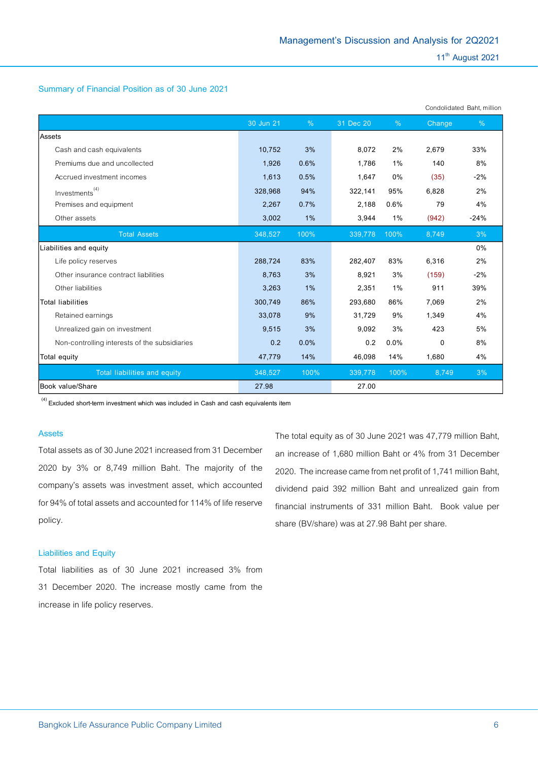## Summary of Financial Position as of 30 June 2021

Condolidated Baht, million

| | 30 Jun 21 | % | 31 Dec 20 | % | Change | % |
|---|---|---|---|---|---|---|
| Assets | | | | | | |
| Cash and cash equivalents | 10,752 | 3% | 8,072 | 2% | 2,679 | 33% |
| Premiums due and uncollected | 1,926 | 0.6% | 1,786 | 1% | 140 | 8% |
| Accrued investment incomes | 1,613 | 0.5% | 1,647 | 0% | (35) | -2% |
| Investments[4] | 328,968 | 94% | 322,141 | 95% | 6,828 | 2% |
| Premises and equipment | 2,267 | 0.7% | 2,188 | 0.6% | 79 | 4% |
| Other assets | 3,002 | 1% | 3,944 | 1% | (942) | -24% |
| **Total Assets** | 348,527 | 100% | 339,778 | 100% | 8,749 | 3% |
| Liabilities and equity | | | | | | 0% |
| Life policy reserves | 288,724 | 83% | 282,407 | 83% | 6,316 | 2% |
| Other insurance contract liabilities | 8,763 | 3% | 8,921 | 3% | (159) | -2% |
| Other liabilities | 3,263 | 1% | 2,351 | 1% | 911 | 39% |
| Total liabilities | 300,749 | 86% | 293,680 | 86% | 7,069 | 2% |
| Retained earnings | 33,078 | 9% | 31,729 | 9% | 1,349 | 4% |
| Unrealized gain on investment | 9,515 | 3% | 9,092 | 3% | 423 | 5% |
| Non-controlling interests of the subsidiaries | 0.2 | 0.0% | 0.2 | 0.0% | 0 | 8% |
| Total equity | 47,779 | 14% | 46,098 | 14% | 1,680 | 4% |
| **Total liabilities and equity** | 348,527 | 100% | 339,778 | 100% | 8,749 | 3% |
| Book value/Share | 27.98 | | 27.00 | | | |

[4] Excluded short-term investment which was included in Cash and cash equivalents item

### Assets

Total assets as of 30 June 2021 increased from 31 December 2020 by 3% or 8,749 million Baht. The majority of the company's assets was investment asset, which accounted for 94% of total assets and accounted for 114% of life reserve policy.

### Liabilities and Equity

Total liabilities as of 30 June 2021 increased 3% from 31 December 2020. The increase mostly came from the increase in life policy reserves.

The total equity as of 30 June 2021 was 47,779 million Baht, an increase of 1,680 million Baht or 4% from 31 December 2020. The increase came from net profit of 1,741 million Baht, dividend paid 392 million Baht and unrealized gain from financial instruments of 331 million Baht. Book value per share (BV/share) was at 27.98 Baht per share.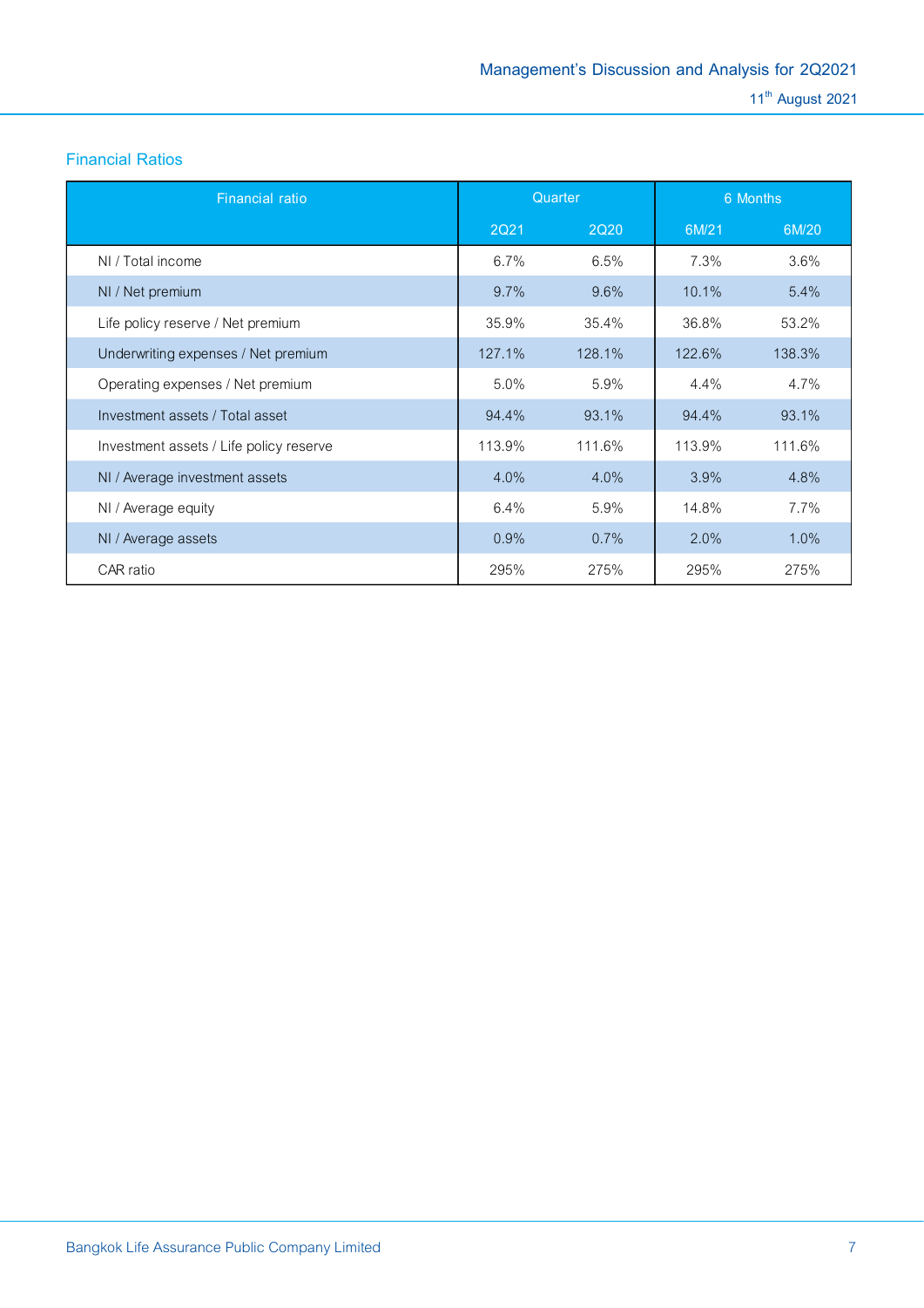## Financial Ratios

| Financial ratio | Quarter | | 6 Months | |
|---|---|---|---|---|
| | 2Q21 | 2Q20 | 6M/21 | 6M/20 |
| NI / Total income | 6.7% | 6.5% | 7.3% | 3.6% |
| NI / Net premium | 9.7% | 9.6% | 10.1% | 5.4% |
| Life policy reserve / Net premium | 35.9% | 35.4% | 36.8% | 53.2% |
| Underwriting expenses / Net premium | 127.1% | 128.1% | 122.6% | 138.3% |
| Operating expenses / Net premium | 5.0% | 5.9% | 4.4% | 4.7% |
| Investment assets / Total asset | 94.4% | 93.1% | 94.4% | 93.1% |
| Investment assets / Life policy reserve | 113.9% | 111.6% | 113.9% | 111.6% |
| NI / Average investment assets | 4.0% | 4.0% | 3.9% | 4.8% |
| NI / Average equity | 6.4% | 5.9% | 14.8% | 7.7% |
| NI / Average assets | 0.9% | 0.7% | 2.0% | 1.0% |
| CAR ratio | 295% | 275% | 295% | 275% |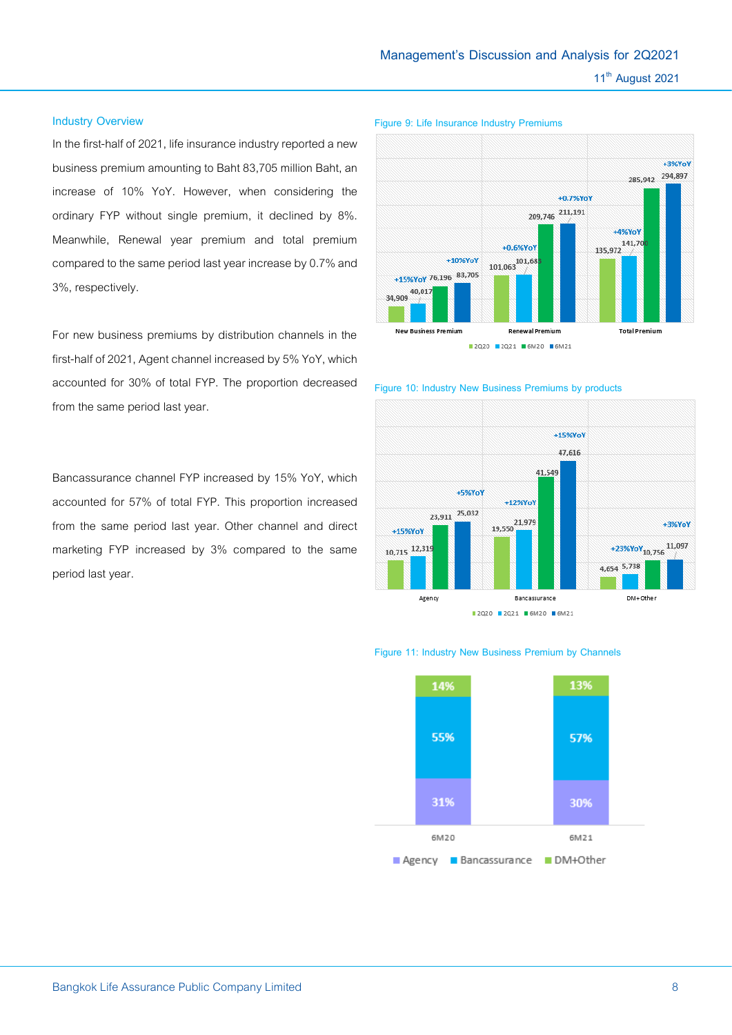## Industry Overview

In the first-half of 2021, life insurance industry reported a new business premium amounting to Baht 83,705 million Baht, an increase of 10% YoY. However, when considering the ordinary FYP without single premium, it declined by 8%. Meanwhile, Renewal year premium and total premium compared to the same period last year increase by 0.7% and 3%, respectively.

For new business premiums by distribution channels in the first-half of 2021, Agent channel increased by 5% YoY, which accounted for 30% of total FYP. The proportion decreased from the same period last year.

Bancassurance channel FYP increased by 15% YoY, which accounted for 57% of total FYP. This proportion increased from the same period last year. Other channel and direct marketing FYP increased by 3% compared to the same period last year.

Figure 9: Life Insurance Industry Premiums

| | 2Q20 | 2Q21 | 6M20 | 6M21 | YoY (2Q) | YoY (6M) |
|---|---|---|---|---|---|---|
| New Business Premium | 34,909 | 40,017 | 76,196 | 83,705 | +15%YoY | +10%YoY |
| Renewal Premium | 101,063 | 101,683 | 209,746 | 211,191 | +0.6%YoY | +0.7%YoY |
| Total Premium | 135,972 | 141,700 | 285,942 | 294,897 | +4%YoY | +3%YoY |

Figure 10: Industry New Business Premiums by products

| | 2Q20 | 2Q21 | 6M20 | 6M21 | YoY (2Q) | YoY (6M) |
|---|---|---|---|---|---|---|
| Agency | 10,715 | 12,319 | 23,911 | 25,032 | +15%YoY | +5%YoY |
| Bancassurance | 19,550 | 21,979 | 41,549 | 47,616 | +12%YoY | +15%YoY |
| DM+Other | 4,654 | 5,738 | 10,756 | 11,097 | +23%YoY | +3%YoY |

Figure 11: Industry New Business Premium by Channels

| | 6M20 | 6M21 |
|---|---|---|
| Agency | 31% | 30% |
| Bancassurance | 55% | 57% |
| DM+Other | 14% | 13% |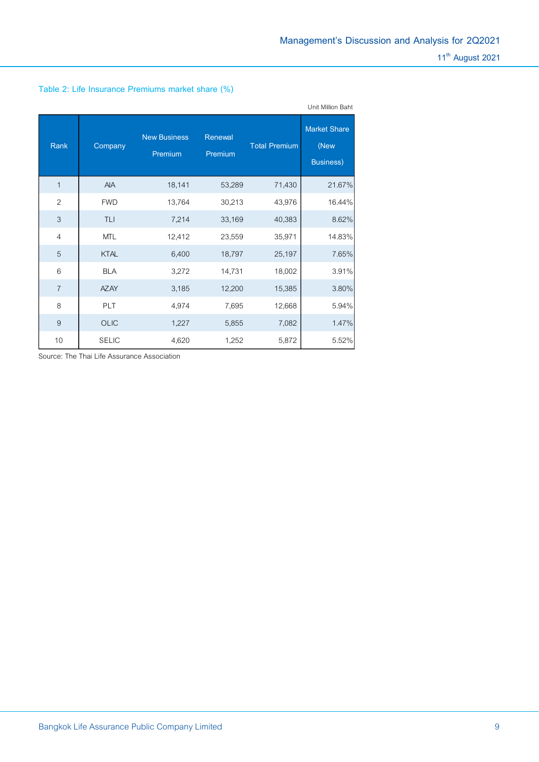Table 2: Life Insurance Premiums market share (%)

Unit Million Baht

| Rank | Company | New Business Premium | Renewal Premium | Total Premium | Market Share (New Business) |
|---|---|---|---|---|---|
| 1 | AIA | 18,141 | 53,289 | 71,430 | 21.67% |
| 2 | FWD | 13,764 | 30,213 | 43,976 | 16.44% |
| 3 | TLI | 7,214 | 33,169 | 40,383 | 8.62% |
| 4 | MTL | 12,412 | 23,559 | 35,971 | 14.83% |
| 5 | KTAL | 6,400 | 18,797 | 25,197 | 7.65% |
| 6 | BLA | 3,272 | 14,731 | 18,002 | 3.91% |
| 7 | AZAY | 3,185 | 12,200 | 15,385 | 3.80% |
| 8 | PLT | 4,974 | 7,695 | 12,668 | 5.94% |
| 9 | OLIC | 1,227 | 5,855 | 7,082 | 1.47% |
| 10 | SELIC | 4,620 | 1,252 | 5,872 | 5.52% |

Source: The Thai Life Assurance Association